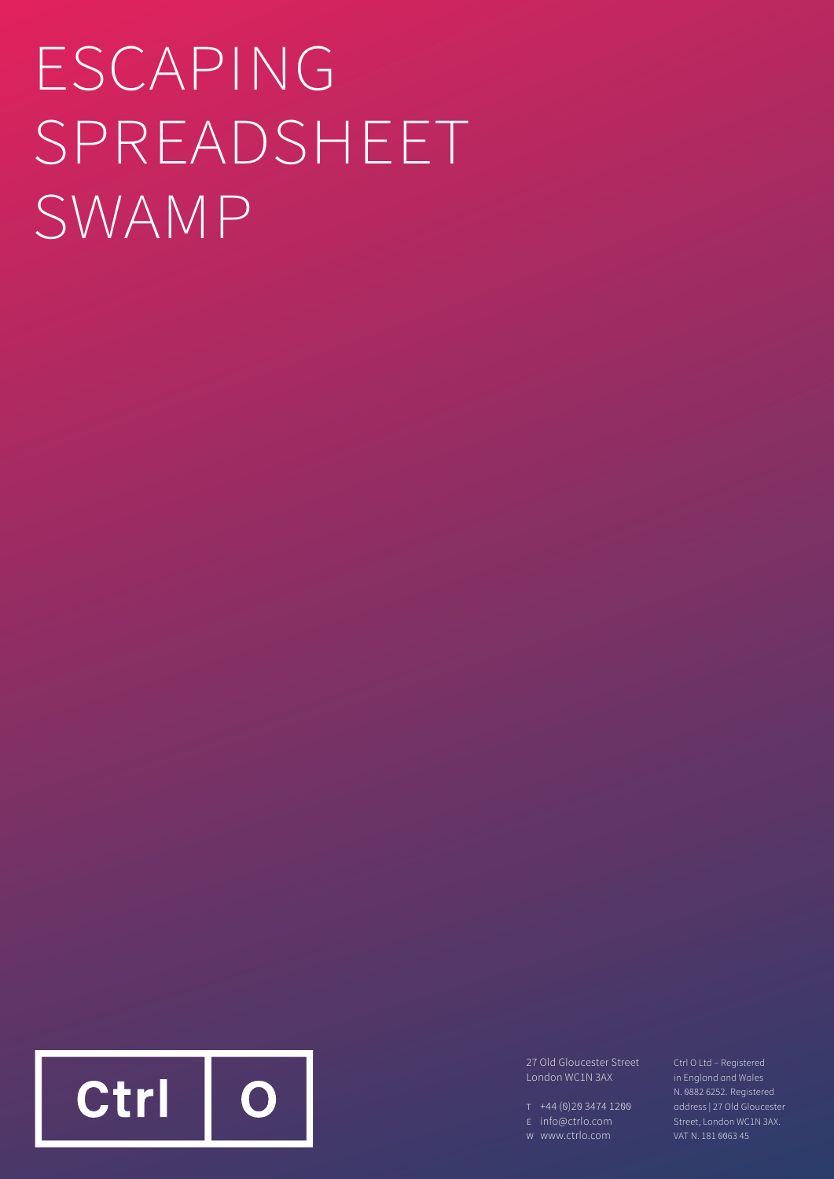# ESCAPING SPREADSHEET SWAMP

Ctrl O

27 Old Gloucester Street
London WC1N 3AX

T +44 (0)20 3474 1200
E info@ctrlo.com
W www.ctrlo.com

Ctrl O Ltd – Registered in England and Wales N. 0882 6252. Registered address | 27 Old Gloucester Street, London WC1N 3AX. VAT N. 181 0063 45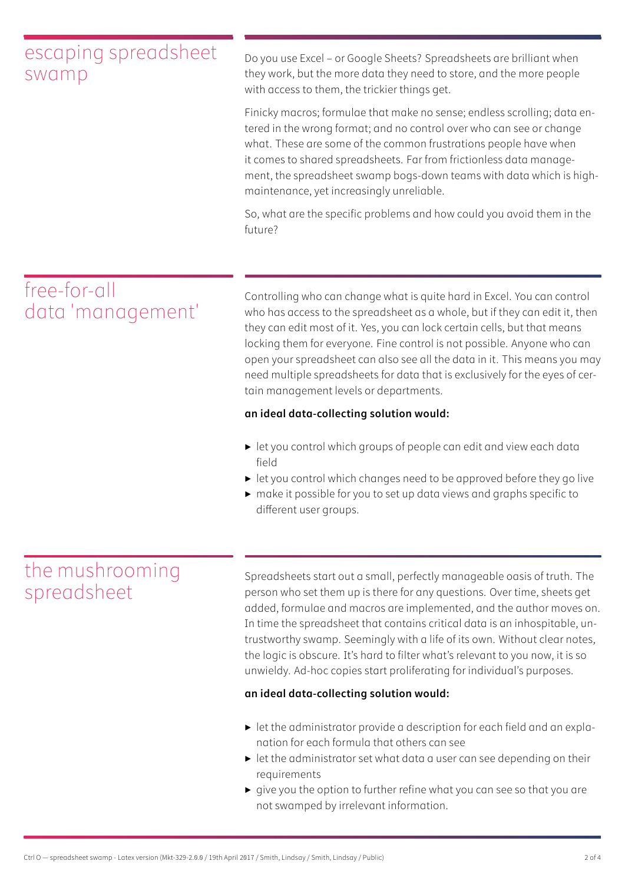## escaping spreadsheet swamp

Do you use Excel – or Google Sheets? Spreadsheets are brilliant when they work, but the more data they need to store, and the more people with access to them, the trickier things get.

Finicky macros; formulae that make no sense; endless scrolling; data entered in the wrong format; and no control over who can see or change what. These are some of the common frustrations people have when it comes to shared spreadsheets. Far from frictionless data management, the spreadsheet swamp bogs-down teams with data which is high-maintenance, yet increasingly unreliable.

So, what are the specific problems and how could you avoid them in the future?

## free-for-all data 'management'

Controlling who can change what is quite hard in Excel. You can control who has access to the spreadsheet as a whole, but if they can edit it, then they can edit most of it. Yes, you can lock certain cells, but that means locking them for everyone. Fine control is not possible. Anyone who can open your spreadsheet can also see all the data in it. This means you may need multiple spreadsheets for data that is exclusively for the eyes of certain management levels or departments.

**an ideal data-collecting solution would:**

- let you control which groups of people can edit and view each data field
- let you control which changes need to be approved before they go live
- make it possible for you to set up data views and graphs specific to different user groups.

## the mushrooming spreadsheet

Spreadsheets start out a small, perfectly manageable oasis of truth. The person who set them up is there for any questions. Over time, sheets get added, formulae and macros are implemented, and the author moves on. In time the spreadsheet that contains critical data is an inhospitable, untrustworthy swamp. Seemingly with a life of its own. Without clear notes, the logic is obscure. It's hard to filter what's relevant to you now, it is so unwieldy. Ad-hoc copies start proliferating for individual's purposes.

**an ideal data-collecting solution would:**

- let the administrator provide a description for each field and an explanation for each formula that others can see
- let the administrator set what data a user can see depending on their requirements
- give you the option to further refine what you can see so that you are not swamped by irrelevant information.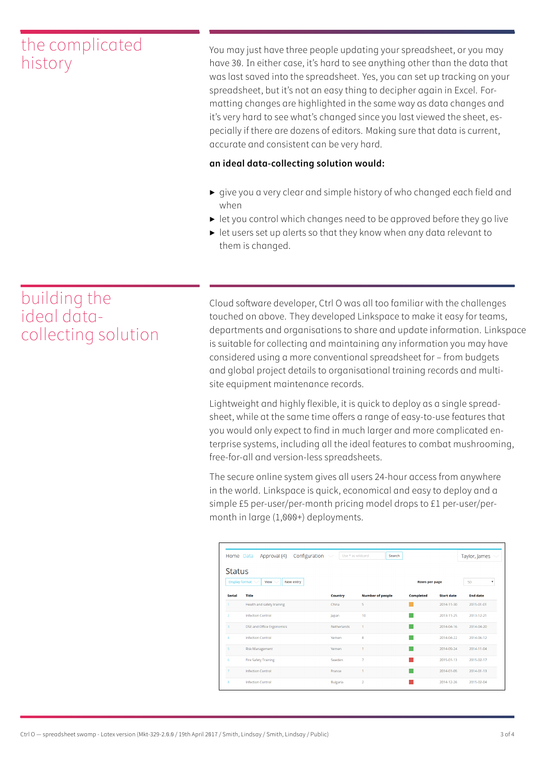## the complicated history

You may just have three people updating your spreadsheet, or you may have 30. In either case, it's hard to see anything other than the data that was last saved into the spreadsheet. Yes, you can set up tracking on your spreadsheet, but it's not an easy thing to decipher again in Excel. Formatting changes are highlighted in the same way as data changes and it's very hard to see what's changed since you last viewed the sheet, especially if there are dozens of editors. Making sure that data is current, accurate and consistent can be very hard.

**an ideal data-collecting solution would:**

- give you a very clear and simple history of who changed each field and when
- let you control which changes need to be approved before they go live
- let users set up alerts so that they know when any data relevant to them is changed.

## building the ideal data-collecting solution

Cloud software developer, Ctrl O was all too familiar with the challenges touched on above. They developed Linkspace to make it easy for teams, departments and organisations to share and update information. Linkspace is suitable for collecting and maintaining any information you may have considered using a more conventional spreadsheet for – from budgets and global project details to organisational training records and multi-site equipment maintenance records.

Lightweight and highly flexible, it is quick to deploy as a single spreadsheet, while at the same time offers a range of easy-to-use features that you would only expect to find in much larger and more complicated enterprise systems, including all the ideal features to combat mushrooming, free-for-all and version-less spreadsheets.

The secure online system gives all users 24-hour access from anywhere in the world. Linkspace is quick, economical and easy to deploy and a simple £5 per-user/per-month pricing model drops to £1 per-user/per-month in large (1,000+) deployments.

Home Data Approval (4) Configuration | Search | Taylor, James

Status

Display format | View | New entry | Rows per page 50

| Serial | Title | Country | Number of people | Completed | Start date | End date |
|---|---|---|---|---|---|---|
| 1 | Health and safety training | China | 5 | | 2014-11-30 | 2015-01-01 |
| 2 | Infection Control | Japan | 10 | | 2013-11-25 | 2013-12-21 |
| 3 | DSE and Office Ergonomics | Netherlands | 1 | | 2014-04-16 | 2014-04-20 |
| 4 | Infection Control | Yemen | 8 | | 2014-04-22 | 2014-06-12 |
| 5 | Risk Management | Yemen | 1 | | 2014-09-24 | 2014-11-04 |
| 6 | Fire Safety Training | Sweden | 7 | | 2015-01-13 | 2015-02-17 |
| 7 | Infection Control | France | 1 | | 2014-01-05 | 2014-01-13 |
| 8 | Infection Control | Bulgaria | 2 | | 2014-12-26 | 2015-02-04 |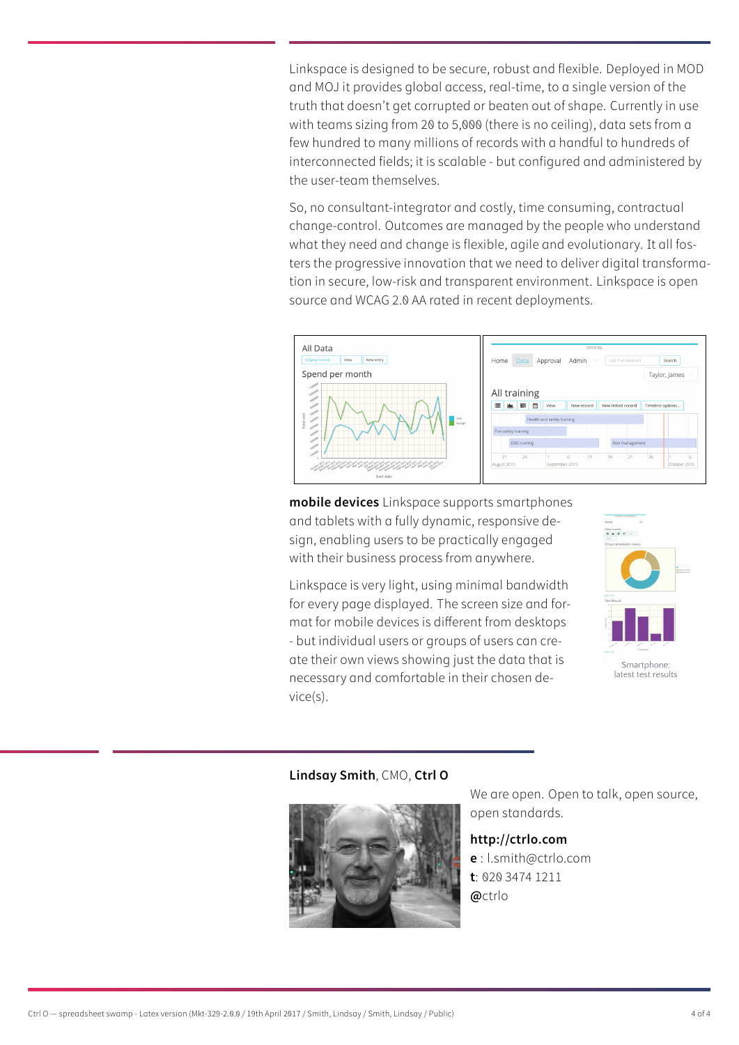Linkspace is designed to be secure, robust and flexible. Deployed in MOD and MOJ it provides global access, real-time, to a single version of the truth that doesn't get corrupted or beaten out of shape. Currently in use with teams sizing from 20 to 5,000 (there is no ceiling), data sets from a few hundred to many millions of records with a handful to hundreds of interconnected fields; it is scalable - but configured and administered by the user-team themselves.

So, no consultant-integrator and costly, time consuming, contractual change-control. Outcomes are managed by the people who understand what they need and change is flexible, agile and evolutionary. It all fosters the progressive innovation that we need to deliver digital transformation in secure, low-risk and transparent environment. Linkspace is open source and WCAG 2.0 AA rated in recent deployments.

All Data

Spend per month

Home Data Approval Admin

All training

**mobile devices** Linkspace supports smartphones and tablets with a fully dynamic, responsive design, enabling users to be practically engaged with their business process from anywhere.

Linkspace is very light, using minimal bandwidth for every page displayed. The screen size and format for mobile devices is different from desktops - but individual users or groups of users can create their own views showing just the data that is necessary and comfortable in their chosen device(s).

Smartphone: latest test results

**Lindsay Smith**, CMO, **Ctrl O**

We are open. Open to talk, open source, open standards.

**http://ctrlo.com**
**e** : l.smith@ctrlo.com
**t**: 020 3474 1211
**@**ctrlo